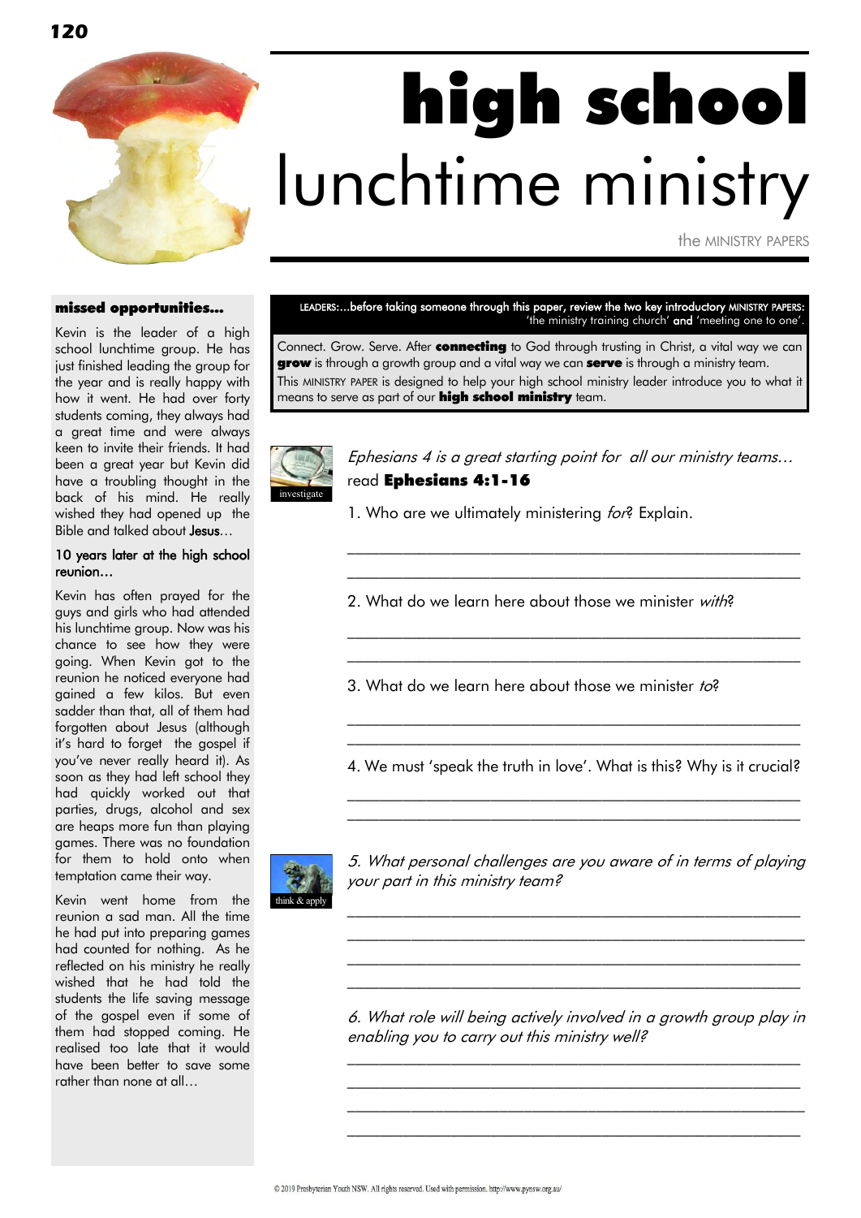# high school lunchtime ministry

the MINISTRY PAPERS

LEADERS:...before taking someone through this paper, review the two key introductory MINISTRY PAPERS: 'the ministry training church' **and** 'meeting one to one'.

Connect. Grow. Serve. After **connecting** to God through trusting in Christ, a vital way we can **grow** is through a growth group and a vital way we can **serve** is through a ministry team.
This MINISTRY PAPER is designed to help your high school ministry leader introduce you to what it means to serve as part of our **high school ministry** team.

## missed opportunities...

Kevin is the leader of a high school lunchtime group. He has just finished leading the group for the year and is really happy with how it went. He had over forty students coming, they always had a great time and were always keen to invite their friends. It had been a great year but Kevin did have a troubling thought in the back of his mind. He really wished they had opened up the Bible and talked about Jesus...

### 10 years later at the high school reunion...

Kevin has often prayed for the guys and girls who had attended his lunchtime group. Now was his chance to see how they were going. When Kevin got to the reunion he noticed everyone had gained a few kilos. But even sadder than that, all of them had forgotten about Jesus (although it's hard to forget the gospel if you've never really heard it). As soon as they had left school they had quickly worked out that parties, drugs, alcohol and sex are heaps more fun than playing games. There was no foundation for them to hold onto when temptation came their way.

Kevin went home from the reunion a sad man. All the time he had put into preparing games had counted for nothing. As he reflected on his ministry he really wished that he had told the students the life saving message of the gospel even if some of them had stopped coming. He realised too late that it would have been better to save some rather than none at all...

investigate

*Ephesians 4 is a great starting point for all our ministry teams…*
read **Ephesians 4:1-16**

1. Who are we ultimately ministering *for*? Explain.

\_\_\_\_\_\_\_\_\_\_\_\_\_\_\_\_\_\_\_\_\_\_\_\_\_\_\_\_\_\_\_\_\_\_\_\_\_\_\_\_\_\_\_\_\_\_\_\_\_\_\_\_\_\_\_\_
\_\_\_\_\_\_\_\_\_\_\_\_\_\_\_\_\_\_\_\_\_\_\_\_\_\_\_\_\_\_\_\_\_\_\_\_\_\_\_\_\_\_\_\_\_\_\_\_\_\_\_\_\_\_\_\_

2. What do we learn here about those we minister *with*?

\_\_\_\_\_\_\_\_\_\_\_\_\_\_\_\_\_\_\_\_\_\_\_\_\_\_\_\_\_\_\_\_\_\_\_\_\_\_\_\_\_\_\_\_\_\_\_\_\_\_\_\_\_\_\_\_
\_\_\_\_\_\_\_\_\_\_\_\_\_\_\_\_\_\_\_\_\_\_\_\_\_\_\_\_\_\_\_\_\_\_\_\_\_\_\_\_\_\_\_\_\_\_\_\_\_\_\_\_\_\_\_\_

3. What do we learn here about those we minister *to*?

\_\_\_\_\_\_\_\_\_\_\_\_\_\_\_\_\_\_\_\_\_\_\_\_\_\_\_\_\_\_\_\_\_\_\_\_\_\_\_\_\_\_\_\_\_\_\_\_\_\_\_\_\_\_\_\_
\_\_\_\_\_\_\_\_\_\_\_\_\_\_\_\_\_\_\_\_\_\_\_\_\_\_\_\_\_\_\_\_\_\_\_\_\_\_\_\_\_\_\_\_\_\_\_\_\_\_\_\_\_\_\_\_

4. We must 'speak the truth in love'. What is this? Why is it crucial?

\_\_\_\_\_\_\_\_\_\_\_\_\_\_\_\_\_\_\_\_\_\_\_\_\_\_\_\_\_\_\_\_\_\_\_\_\_\_\_\_\_\_\_\_\_\_\_\_\_\_\_\_\_\_\_\_
\_\_\_\_\_\_\_\_\_\_\_\_\_\_\_\_\_\_\_\_\_\_\_\_\_\_\_\_\_\_\_\_\_\_\_\_\_\_\_\_\_\_\_\_\_\_\_\_\_\_\_\_\_\_\_\_

think & apply

*5. What personal challenges are you aware of in terms of playing your part in this ministry team?*

\_\_\_\_\_\_\_\_\_\_\_\_\_\_\_\_\_\_\_\_\_\_\_\_\_\_\_\_\_\_\_\_\_\_\_\_\_\_\_\_\_\_\_\_\_\_\_\_\_\_\_\_\_\_\_\_
\_\_\_\_\_\_\_\_\_\_\_\_\_\_\_\_\_\_\_\_\_\_\_\_\_\_\_\_\_\_\_\_\_\_\_\_\_\_\_\_\_\_\_\_\_\_\_\_\_\_\_\_\_\_\_\_
\_\_\_\_\_\_\_\_\_\_\_\_\_\_\_\_\_\_\_\_\_\_\_\_\_\_\_\_\_\_\_\_\_\_\_\_\_\_\_\_\_\_\_\_\_\_\_\_\_\_\_\_\_\_\_\_
\_\_\_\_\_\_\_\_\_\_\_\_\_\_\_\_\_\_\_\_\_\_\_\_\_\_\_\_\_\_\_\_\_\_\_\_\_\_\_\_\_\_\_\_\_\_\_\_\_\_\_\_\_\_\_\_

*6. What role will being actively involved in a growth group play in enabling you to carry out this ministry well?*

\_\_\_\_\_\_\_\_\_\_\_\_\_\_\_\_\_\_\_\_\_\_\_\_\_\_\_\_\_\_\_\_\_\_\_\_\_\_\_\_\_\_\_\_\_\_\_\_\_\_\_\_\_\_\_\_
\_\_\_\_\_\_\_\_\_\_\_\_\_\_\_\_\_\_\_\_\_\_\_\_\_\_\_\_\_\_\_\_\_\_\_\_\_\_\_\_\_\_\_\_\_\_\_\_\_\_\_\_\_\_\_\_
\_\_\_\_\_\_\_\_\_\_\_\_\_\_\_\_\_\_\_\_\_\_\_\_\_\_\_\_\_\_\_\_\_\_\_\_\_\_\_\_\_\_\_\_\_\_\_\_\_\_\_\_\_\_\_\_
\_\_\_\_\_\_\_\_\_\_\_\_\_\_\_\_\_\_\_\_\_\_\_\_\_\_\_\_\_\_\_\_\_\_\_\_\_\_\_\_\_\_\_\_\_\_\_\_\_\_\_\_\_\_\_\_

© 2019 Presbyterian Youth NSW. All rights reserved. Used with permission. http://www.pynsw.org.au/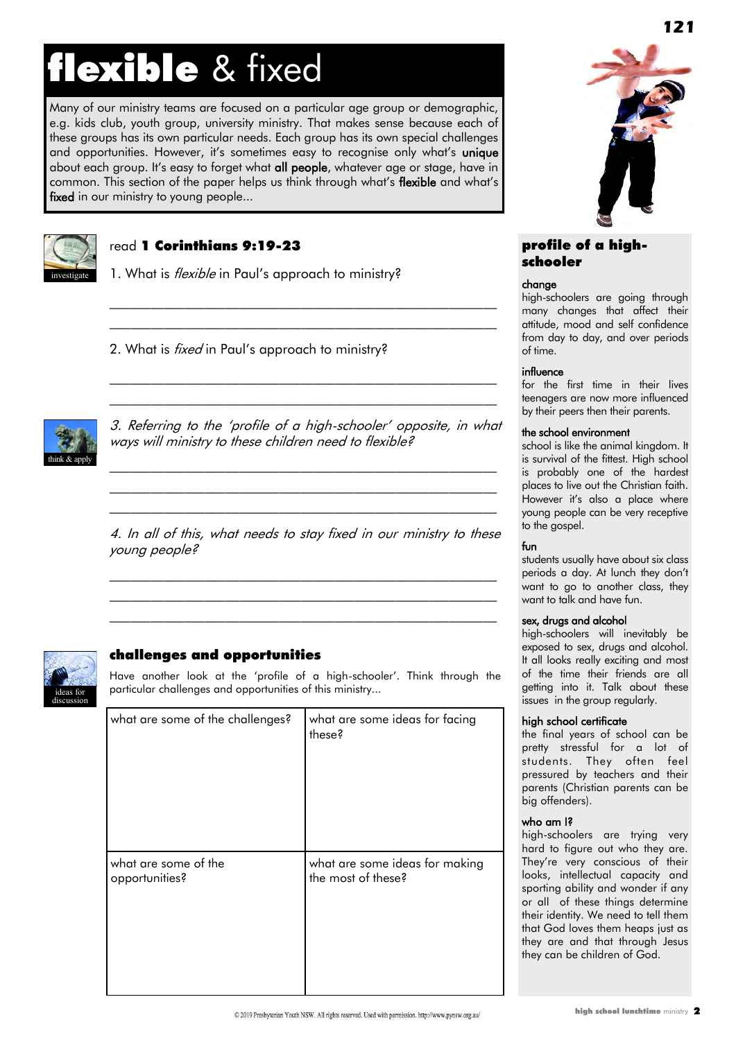# **flexible** & fixed

Many of our ministry teams are focused on a particular age group or demographic, e.g. kids club, youth group, university ministry. That makes sense because each of these groups has its own particular needs. Each group has its own special challenges and opportunities. However, it's sometimes easy to recognise only what's **unique** about each group. It's easy to forget what **all people**, whatever age or stage, have in common. This section of the paper helps us think through what's **flexible** and what's **fixed** in our ministry to young people...

investigate

read **1 Corinthians 9:19-23**

1. What is *flexible* in Paul's approach to ministry?

_______________________________________________________

_______________________________________________________

2. What is *fixed* in Paul's approach to ministry?

_______________________________________________________

_______________________________________________________

think & apply

*3. Referring to the 'profile of a high-schooler' opposite, in what ways will ministry to these children need to flexible?*

_______________________________________________________

_______________________________________________________

_______________________________________________________

*4. In all of this, what needs to stay fixed in our ministry to these young people?*

_______________________________________________________

_______________________________________________________

_______________________________________________________

ideas for discussion

### challenges and opportunities

Have another look at the 'profile of a high-schooler'. Think through the particular challenges and opportunities of this ministry...

| what are some of the challenges? | what are some ideas for facing these? |
|---|---|
| | |
| what are some of the opportunities? | what are some ideas for making the most of these? |
| | |

### profile of a high-schooler

**change**
high-schoolers are going through many changes that affect their attitude, mood and self confidence from day to day, and over periods of time.

**influence**
for the first time in their lives teenagers are now more influenced by their peers then their parents.

**the school environment**
school is like the animal kingdom. It is survival of the fittest. High school is probably one of the hardest places to live out the Christian faith. However it's also a place where young people can be very receptive to the gospel.

**fun**
students usually have about six class periods a day. At lunch they don't want to go to another class, they want to talk and have fun.

**sex, drugs and alcohol**
high-schoolers will inevitably be exposed to sex, drugs and alcohol. It all looks really exciting and most of the time their friends are all getting into it. Talk about these issues in the group regularly.

**high school certificate**
the final years of school can be pretty stressful for a lot of students. They often feel pressured by teachers and their parents (Christian parents can be big offenders).

**who am I?**
high-schoolers are trying very hard to figure out who they are. They're very conscious of their looks, intellectual capacity and sporting ability and wonder if any or all of these things determine their identity. We need to tell them that God loves them heaps just as they are and that through Jesus they can be children of God.

© 2019 Presbyterian Youth NSW. All rights reserved. Used with permission. http://www.pynsw.org.au/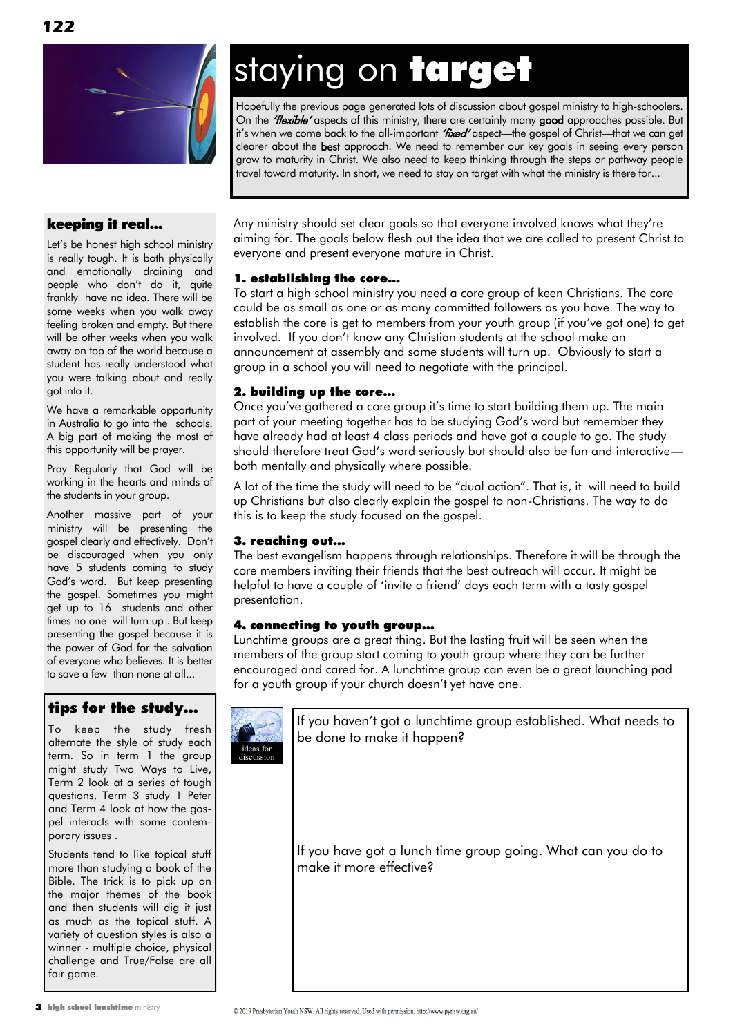# staying on **target**

Hopefully the previous page generated lots of discussion about gospel ministry to high-schoolers. On the ***'flexible'*** aspects of this ministry, there are certainly many **good** approaches possible. But it's when we come back to the all-important ***'fixed'*** aspect—the gospel of Christ—that we can get clearer about the **best** approach. We need to remember our key goals in seeing every person grow to maturity in Christ. We also need to keep thinking through the steps or pathway people travel toward maturity. In short, we need to stay on target with what the ministry is there for...

Any ministry should set clear goals so that everyone involved knows what they're aiming for. The goals below flesh out the idea that we are called to present Christ to everyone and present everyone mature in Christ.

### 1. establishing the core...

To start a high school ministry you need a core group of keen Christians. The core could be as small as one or as many committed followers as you have. The way to establish the core is get to members from your youth group (if you've got one) to get involved. If you don't know any Christian students at the school make an announcement at assembly and some students will turn up. Obviously to start a group in a school you will need to negotiate with the principal.

### 2. building up the core...

Once you've gathered a core group it's time to start building them up. The main part of your meeting together has to be studying God's word but remember they have already had at least 4 class periods and have got a couple to go. The study should therefore treat God's word seriously but should also be fun and interactive—both mentally and physically where possible.

A lot of the time the study will need to be "dual action". That is, it will need to build up Christians but also clearly explain the gospel to non-Christians. The way to do this is to keep the study focused on the gospel.

### 3. reaching out...

The best evangelism happens through relationships. Therefore it will be through the core members inviting their friends that the best outreach will occur. It might be helpful to have a couple of 'invite a friend' days each term with a tasty gospel presentation.

### 4. connecting to youth group...

Lunchtime groups are a great thing. But the lasting fruit will be seen when the members of the group start coming to youth group where they can be further encouraged and cared for. A lunchtime group can even be a great launching pad for a youth group if your church doesn't yet have one.

ideas for discussion

If you haven't got a lunchtime group established. What needs to be done to make it happen?

If you have got a lunch time group going. What can you do to make it more effective?

## keeping it real...

Let's be honest high school ministry is really tough. It is both physically and emotionally draining and people who don't do it, quite frankly have no idea. There will be some weeks when you walk away feeling broken and empty. But there will be other weeks when you walk away on top of the world because a student has really understood what you were talking about and really got into it.

We have a remarkable opportunity in Australia to go into the schools. A big part of making the most of this opportunity will be prayer.

Pray Regularly that God will be working in the hearts and minds of the students in your group.

Another massive part of your ministry will be presenting the gospel clearly and effectively. Don't be discouraged when you only have 5 students coming to study God's word. But keep presenting the gospel. Sometimes you might get up to 16 students and other times no one will turn up . But keep presenting the gospel because it is the power of God for the salvation of everyone who believes. It is better to save a few than none at all...

## tips for the study...

To keep the study fresh alternate the style of study each term. So in term 1 the group might study Two Ways to Live, Term 2 look at a series of tough questions, Term 3 study 1 Peter and Term 4 look at how the gospel interacts with some contemporary issues .

Students tend to like topical stuff more than studying a book of the Bible. The trick is to pick up on the major themes of the book and then students will dig it just as much as the topical stuff. A variety of question styles is also a winner - multiple choice, physical challenge and True/False are all fair game.

© 2019 Presbyterian Youth NSW. All rights reserved. Used with permission. http://www.pynsw.org.au/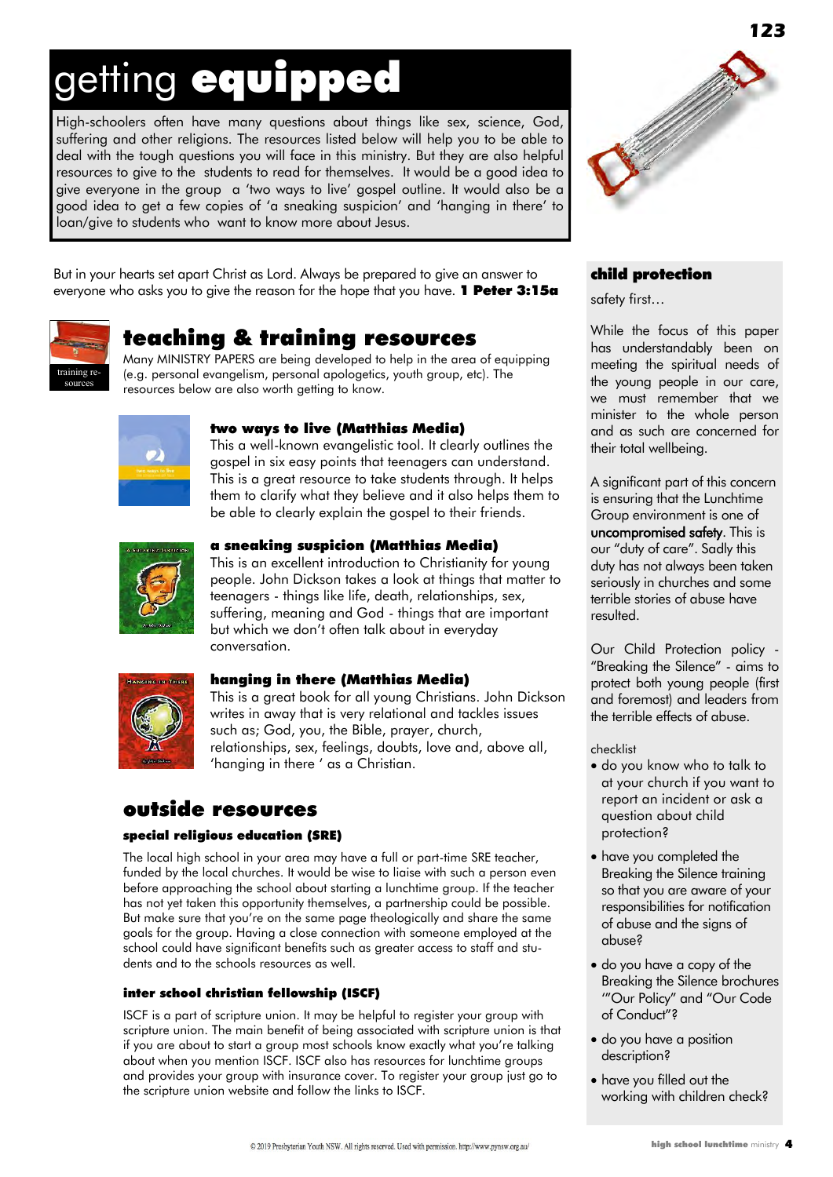# getting **equipped**

High-schoolers often have many questions about things like sex, science, God, suffering and other religions. The resources listed below will help you to be able to deal with the tough questions you will face in this ministry. But they are also helpful resources to give to the students to read for themselves. It would be a good idea to give everyone in the group a 'two ways to live' gospel outline. It would also be a good idea to get a few copies of 'a sneaking suspicion' and 'hanging in there' to loan/give to students who want to know more about Jesus.

But in your hearts set apart Christ as Lord. Always be prepared to give an answer to everyone who asks you to give the reason for the hope that you have. **1 Peter 3:15a**

training resources

## teaching & training resources

Many MINISTRY PAPERS are being developed to help in the area of equipping (e.g. personal evangelism, personal apologetics, youth group, etc). The resources below are also worth getting to know.

### two ways to live (Matthias Media)

This a well-known evangelistic tool. It clearly outlines the gospel in six easy points that teenagers can understand. This is a great resource to take students through. It helps them to clarify what they believe and it also helps them to be able to clearly explain the gospel to their friends.

### a sneaking suspicion (Matthias Media)

This is an excellent introduction to Christianity for young people. John Dickson takes a look at things that matter to teenagers - things like life, death, relationships, sex, suffering, meaning and God - things that are important but which we don't often talk about in everyday conversation.

### hanging in there (Matthias Media)

This is a great book for all young Christians. John Dickson writes in away that is very relational and tackles issues such as; God, you, the Bible, prayer, church, relationships, sex, feelings, doubts, love and, above all, 'hanging in there ' as a Christian.

## outside resources

### special religious education (SRE)

The local high school in your area may have a full or part-time SRE teacher, funded by the local churches. It would be wise to liaise with such a person even before approaching the school about starting a lunchtime group. If the teacher has not yet taken this opportunity themselves, a partnership could be possible. But make sure that you're on the same page theologically and share the same goals for the group. Having a close connection with someone employed at the school could have significant benefits such as greater access to staff and students and to the schools resources as well.

### inter school christian fellowship (ISCF)

ISCF is a part of scripture union. It may be helpful to register your group with scripture union. The main benefit of being associated with scripture union is that if you are about to start a group most schools know exactly what you're talking about when you mention ISCF. ISCF also has resources for lunchtime groups and provides your group with insurance cover. To register your group just go to the scripture union website and follow the links to ISCF.

## child protection

safety first…

While the focus of this paper has understandably been on meeting the spiritual needs of the young people in our care, we must remember that we minister to the whole person and as such are concerned for their total wellbeing.

A significant part of this concern is ensuring that the Lunchtime Group environment is one of **uncompromised safety**. This is our "duty of care". Sadly this duty has not always been taken seriously in churches and some terrible stories of abuse have resulted.

Our Child Protection policy - "Breaking the Silence" - aims to protect both young people (first and foremost) and leaders from the terrible effects of abuse.

checklist

- do you know who to talk to at your church if you want to report an incident or ask a question about child protection?
- have you completed the Breaking the Silence training so that you are aware of your responsibilities for notification of abuse and the signs of abuse?
- do you have a copy of the Breaking the Silence brochures ""Our Policy" and "Our Code of Conduct"?
- do you have a position description?
- have you filled out the working with children check?

© 2019 Presbyterian Youth NSW. All rights reserved. Used with permission. http://www.pynsw.org.au/